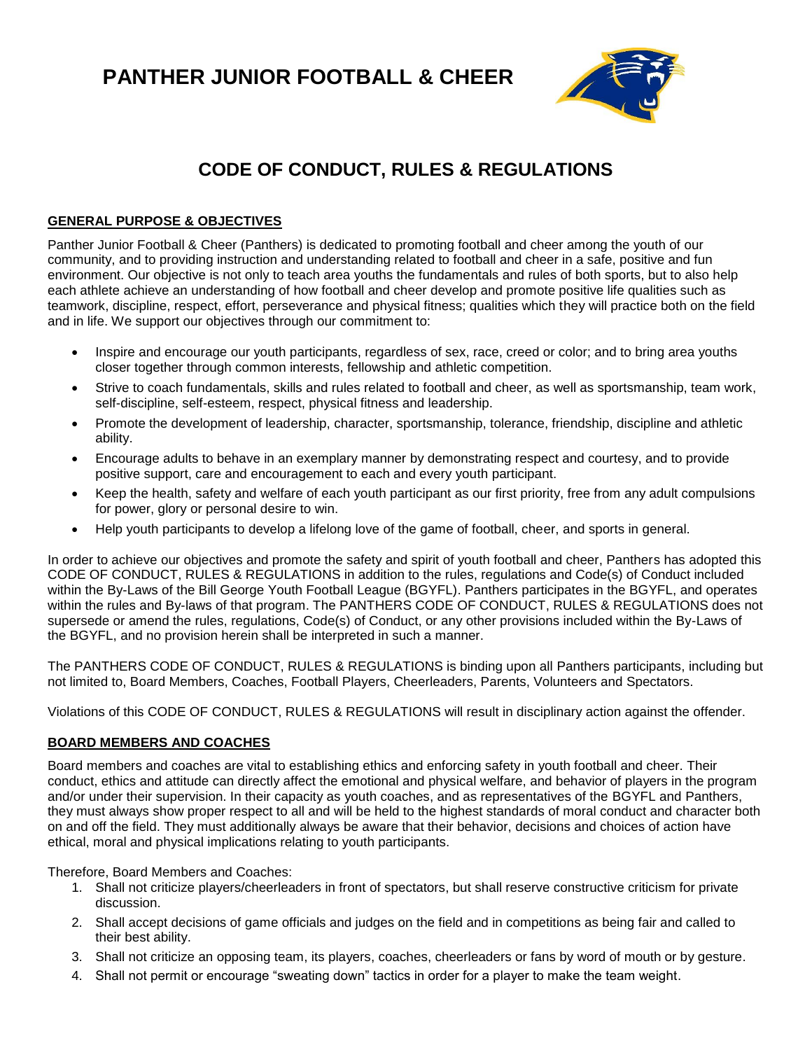# PANTHER JUNIOR FOOTBALL & CHEER

## CODE OF CONDUCT, RULES & REGULATIONS

### GENERAL PURPOSE & OBJECTIVES

Panther Junior Football & Cheer (Panthers) is dedicated to promoting football and cheer among the youth of our community, and to providing instruction and understanding related to football and cheer in a safe, positive and fun environment. Our objective is not only to teach area youths the fundamentals and rules of both sports, but to also help each athlete achieve an understanding of how football and cheer develop and promote positive life qualities such as teamwork, discipline, respect, effort, perseverance and physical fitness; qualities which they will practice both on the field and in life. We support our objectives through our commitment to:

- Inspire and encourage our youth participants, regardless of sex, race, creed or color; and to bring area youths closer together through common interests, fellowship and athletic competition.
- Strive to coach fundamentals, skills and rules related to football and cheer, as well as sportsmanship, team work, self-discipline, self-esteem, respect, physical fitness and leadership.
- Promote the development of leadership, character, sportsmanship, tolerance, friendship, discipline and athletic ability.
- Encourage adults to behave in an exemplary manner by demonstrating respect and courtesy, and to provide positive support, care and encouragement to each and every youth participant.
- Keep the health, safety and welfare of each youth participant as our first priority, free from any adult compulsions for power, glory or personal desire to win.
- Help youth participants to develop a lifelong love of the game of football, cheer, and sports in general.

In order to achieve our objectives and promote the safety and spirit of youth football and cheer, Panthers has adopted this CODE OF CONDUCT, RULES & REGULATIONS in addition to the rules, regulations and Code(s) of Conduct included within the By-Laws of the Bill George Youth Football League (BGYFL). Panthers participates in the BGYFL, and operates within the rules and By-laws of that program. The PANTHERS CODE OF CONDUCT, RULES & REGULATIONS does not supersede or amend the rules, regulations, Code(s) of Conduct, or any other provisions included within the By-Laws of the BGYFL, and no provision herein shall be interpreted in such a manner.

The PANTHERS CODE OF CONDUCT, RULES & REGULATIONS is binding upon all Panthers participants, including but not limited to, Board Members, Coaches, Football Players, Cheerleaders, Parents, Volunteers and Spectators.

Violations of this CODE OF CONDUCT, RULES & REGULATIONS will result in disciplinary action against the offender.

### BOARD MEMBERS AND COACHES

Board members and coaches are vital to establishing ethics and enforcing safety in youth football and cheer. Their conduct, ethics and attitude can directly affect the emotional and physical welfare, and behavior of players in the program and/or under their supervision. In their capacity as youth coaches, and as representatives of the BGYFL and Panthers, they must always show proper respect to all and will be held to the highest standards of moral conduct and character both on and off the field. They must additionally always be aware that their behavior, decisions and choices of action have ethical, moral and physical implications relating to youth participants.

Therefore, Board Members and Coaches:

1. Shall not criticize players/cheerleaders in front of spectators, but shall reserve constructive criticism for private discussion.
2. Shall accept decisions of game officials and judges on the field and in competitions as being fair and called to their best ability.
3. Shall not criticize an opposing team, its players, coaches, cheerleaders or fans by word of mouth or by gesture.
4. Shall not permit or encourage "sweating down" tactics in order for a player to make the team weight.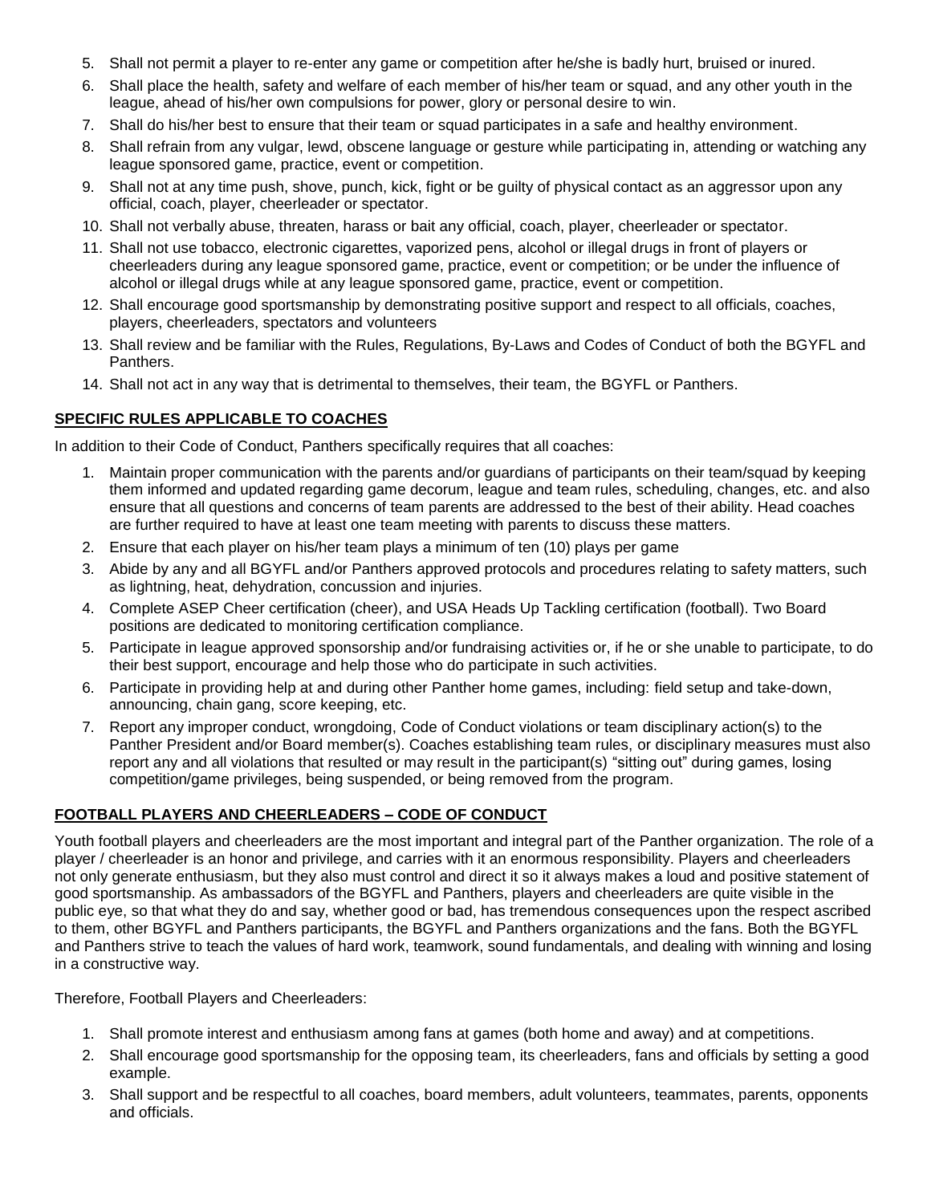5. Shall not permit a player to re-enter any game or competition after he/she is badly hurt, bruised or inured.
6. Shall place the health, safety and welfare of each member of his/her team or squad, and any other youth in the league, ahead of his/her own compulsions for power, glory or personal desire to win.
7. Shall do his/her best to ensure that their team or squad participates in a safe and healthy environment.
8. Shall refrain from any vulgar, lewd, obscene language or gesture while participating in, attending or watching any league sponsored game, practice, event or competition.
9. Shall not at any time push, shove, punch, kick, fight or be guilty of physical contact as an aggressor upon any official, coach, player, cheerleader or spectator.
10. Shall not verbally abuse, threaten, harass or bait any official, coach, player, cheerleader or spectator.
11. Shall not use tobacco, electronic cigarettes, vaporized pens, alcohol or illegal drugs in front of players or cheerleaders during any league sponsored game, practice, event or competition; or be under the influence of alcohol or illegal drugs while at any league sponsored game, practice, event or competition.
12. Shall encourage good sportsmanship by demonstrating positive support and respect to all officials, coaches, players, cheerleaders, spectators and volunteers
13. Shall review and be familiar with the Rules, Regulations, By-Laws and Codes of Conduct of both the BGYFL and Panthers.
14. Shall not act in any way that is detrimental to themselves, their team, the BGYFL or Panthers.

## SPECIFIC RULES APPLICABLE TO COACHES

In addition to their Code of Conduct, Panthers specifically requires that all coaches:

1. Maintain proper communication with the parents and/or guardians of participants on their team/squad by keeping them informed and updated regarding game decorum, league and team rules, scheduling, changes, etc. and also ensure that all questions and concerns of team parents are addressed to the best of their ability. Head coaches are further required to have at least one team meeting with parents to discuss these matters.
2. Ensure that each player on his/her team plays a minimum of ten (10) plays per game
3. Abide by any and all BGYFL and/or Panthers approved protocols and procedures relating to safety matters, such as lightning, heat, dehydration, concussion and injuries.
4. Complete ASEP Cheer certification (cheer), and USA Heads Up Tackling certification (football). Two Board positions are dedicated to monitoring certification compliance.
5. Participate in league approved sponsorship and/or fundraising activities or, if he or she unable to participate, to do their best support, encourage and help those who do participate in such activities.
6. Participate in providing help at and during other Panther home games, including: field setup and take-down, announcing, chain gang, score keeping, etc.
7. Report any improper conduct, wrongdoing, Code of Conduct violations or team disciplinary action(s) to the Panther President and/or Board member(s). Coaches establishing team rules, or disciplinary measures must also report any and all violations that resulted or may result in the participant(s) "sitting out" during games, losing competition/game privileges, being suspended, or being removed from the program.

## FOOTBALL PLAYERS AND CHEERLEADERS – CODE OF CONDUCT

Youth football players and cheerleaders are the most important and integral part of the Panther organization. The role of a player / cheerleader is an honor and privilege, and carries with it an enormous responsibility. Players and cheerleaders not only generate enthusiasm, but they also must control and direct it so it always makes a loud and positive statement of good sportsmanship. As ambassadors of the BGYFL and Panthers, players and cheerleaders are quite visible in the public eye, so that what they do and say, whether good or bad, has tremendous consequences upon the respect ascribed to them, other BGYFL and Panthers participants, the BGYFL and Panthers organizations and the fans. Both the BGYFL and Panthers strive to teach the values of hard work, teamwork, sound fundamentals, and dealing with winning and losing in a constructive way.

Therefore, Football Players and Cheerleaders:

1. Shall promote interest and enthusiasm among fans at games (both home and away) and at competitions.
2. Shall encourage good sportsmanship for the opposing team, its cheerleaders, fans and officials by setting a good example.
3. Shall support and be respectful to all coaches, board members, adult volunteers, teammates, parents, opponents and officials.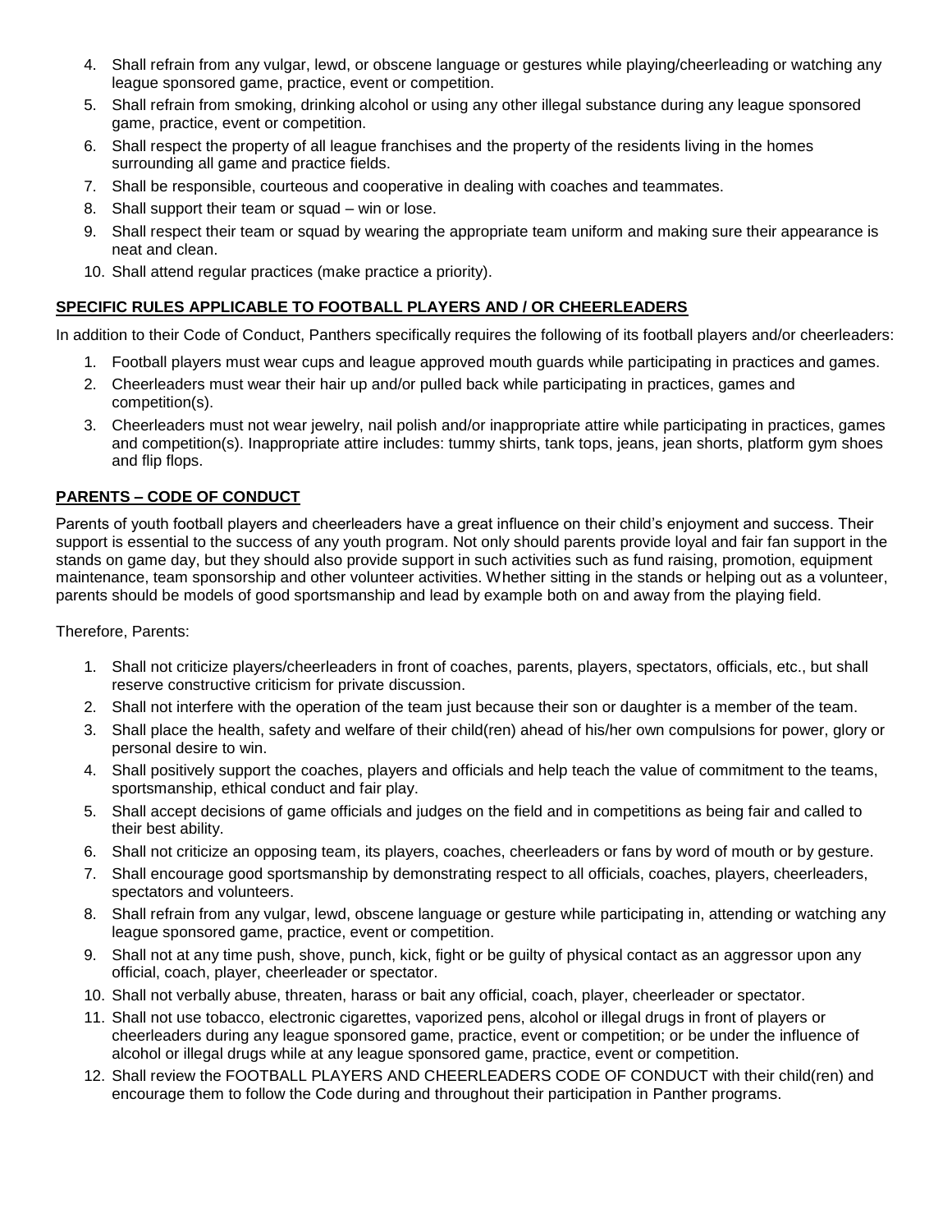4. Shall refrain from any vulgar, lewd, or obscene language or gestures while playing/cheerleading or watching any league sponsored game, practice, event or competition.
5. Shall refrain from smoking, drinking alcohol or using any other illegal substance during any league sponsored game, practice, event or competition.
6. Shall respect the property of all league franchises and the property of the residents living in the homes surrounding all game and practice fields.
7. Shall be responsible, courteous and cooperative in dealing with coaches and teammates.
8. Shall support their team or squad – win or lose.
9. Shall respect their team or squad by wearing the appropriate team uniform and making sure their appearance is neat and clean.
10. Shall attend regular practices (make practice a priority).

## SPECIFIC RULES APPLICABLE TO FOOTBALL PLAYERS AND / OR CHEERLEADERS

In addition to their Code of Conduct, Panthers specifically requires the following of its football players and/or cheerleaders:

1. Football players must wear cups and league approved mouth guards while participating in practices and games.
2. Cheerleaders must wear their hair up and/or pulled back while participating in practices, games and competition(s).
3. Cheerleaders must not wear jewelry, nail polish and/or inappropriate attire while participating in practices, games and competition(s). Inappropriate attire includes: tummy shirts, tank tops, jeans, jean shorts, platform gym shoes and flip flops.

## PARENTS – CODE OF CONDUCT

Parents of youth football players and cheerleaders have a great influence on their child's enjoyment and success. Their support is essential to the success of any youth program. Not only should parents provide loyal and fair fan support in the stands on game day, but they should also provide support in such activities such as fund raising, promotion, equipment maintenance, team sponsorship and other volunteer activities. Whether sitting in the stands or helping out as a volunteer, parents should be models of good sportsmanship and lead by example both on and away from the playing field.

Therefore, Parents:

1. Shall not criticize players/cheerleaders in front of coaches, parents, players, spectators, officials, etc., but shall reserve constructive criticism for private discussion.
2. Shall not interfere with the operation of the team just because their son or daughter is a member of the team.
3. Shall place the health, safety and welfare of their child(ren) ahead of his/her own compulsions for power, glory or personal desire to win.
4. Shall positively support the coaches, players and officials and help teach the value of commitment to the teams, sportsmanship, ethical conduct and fair play.
5. Shall accept decisions of game officials and judges on the field and in competitions as being fair and called to their best ability.
6. Shall not criticize an opposing team, its players, coaches, cheerleaders or fans by word of mouth or by gesture.
7. Shall encourage good sportsmanship by demonstrating respect to all officials, coaches, players, cheerleaders, spectators and volunteers.
8. Shall refrain from any vulgar, lewd, obscene language or gesture while participating in, attending or watching any league sponsored game, practice, event or competition.
9. Shall not at any time push, shove, punch, kick, fight or be guilty of physical contact as an aggressor upon any official, coach, player, cheerleader or spectator.
10. Shall not verbally abuse, threaten, harass or bait any official, coach, player, cheerleader or spectator.
11. Shall not use tobacco, electronic cigarettes, vaporized pens, alcohol or illegal drugs in front of players or cheerleaders during any league sponsored game, practice, event or competition; or be under the influence of alcohol or illegal drugs while at any league sponsored game, practice, event or competition.
12. Shall review the FOOTBALL PLAYERS AND CHEERLEADERS CODE OF CONDUCT with their child(ren) and encourage them to follow the Code during and throughout their participation in Panther programs.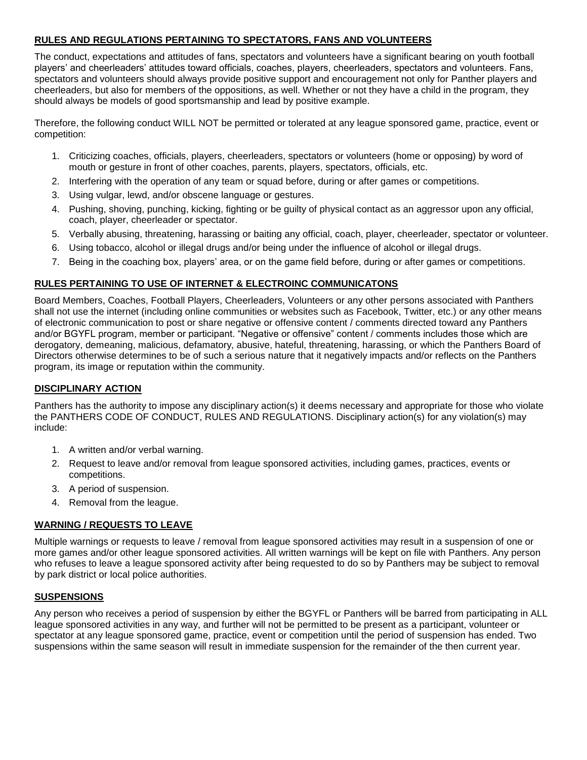## RULES AND REGULATIONS PERTAINING TO SPECTATORS, FANS AND VOLUNTEERS

The conduct, expectations and attitudes of fans, spectators and volunteers have a significant bearing on youth football players' and cheerleaders' attitudes toward officials, coaches, players, cheerleaders, spectators and volunteers. Fans, spectators and volunteers should always provide positive support and encouragement not only for Panther players and cheerleaders, but also for members of the oppositions, as well. Whether or not they have a child in the program, they should always be models of good sportsmanship and lead by positive example.

Therefore, the following conduct WILL NOT be permitted or tolerated at any league sponsored game, practice, event or competition:

1. Criticizing coaches, officials, players, cheerleaders, spectators or volunteers (home or opposing) by word of mouth or gesture in front of other coaches, parents, players, spectators, officials, etc.
2. Interfering with the operation of any team or squad before, during or after games or competitions.
3. Using vulgar, lewd, and/or obscene language or gestures.
4. Pushing, shoving, punching, kicking, fighting or be guilty of physical contact as an aggressor upon any official, coach, player, cheerleader or spectator.
5. Verbally abusing, threatening, harassing or baiting any official, coach, player, cheerleader, spectator or volunteer.
6. Using tobacco, alcohol or illegal drugs and/or being under the influence of alcohol or illegal drugs.
7. Being in the coaching box, players' area, or on the game field before, during or after games or competitions.

## RULES PERTAINING TO USE OF INTERNET & ELECTROINC COMMUNICATONS

Board Members, Coaches, Football Players, Cheerleaders, Volunteers or any other persons associated with Panthers shall not use the internet (including online communities or websites such as Facebook, Twitter, etc.) or any other means of electronic communication to post or share negative or offensive content / comments directed toward any Panthers and/or BGYFL program, member or participant. "Negative or offensive" content / comments includes those which are derogatory, demeaning, malicious, defamatory, abusive, hateful, threatening, harassing, or which the Panthers Board of Directors otherwise determines to be of such a serious nature that it negatively impacts and/or reflects on the Panthers program, its image or reputation within the community.

## DISCIPLINARY ACTION

Panthers has the authority to impose any disciplinary action(s) it deems necessary and appropriate for those who violate the PANTHERS CODE OF CONDUCT, RULES AND REGULATIONS. Disciplinary action(s) for any violation(s) may include:

1. A written and/or verbal warning.
2. Request to leave and/or removal from league sponsored activities, including games, practices, events or competitions.
3. A period of suspension.
4. Removal from the league.

## WARNING / REQUESTS TO LEAVE

Multiple warnings or requests to leave / removal from league sponsored activities may result in a suspension of one or more games and/or other league sponsored activities. All written warnings will be kept on file with Panthers. Any person who refuses to leave a league sponsored activity after being requested to do so by Panthers may be subject to removal by park district or local police authorities.

## SUSPENSIONS

Any person who receives a period of suspension by either the BGYFL or Panthers will be barred from participating in ALL league sponsored activities in any way, and further will not be permitted to be present as a participant, volunteer or spectator at any league sponsored game, practice, event or competition until the period of suspension has ended. Two suspensions within the same season will result in immediate suspension for the remainder of the then current year.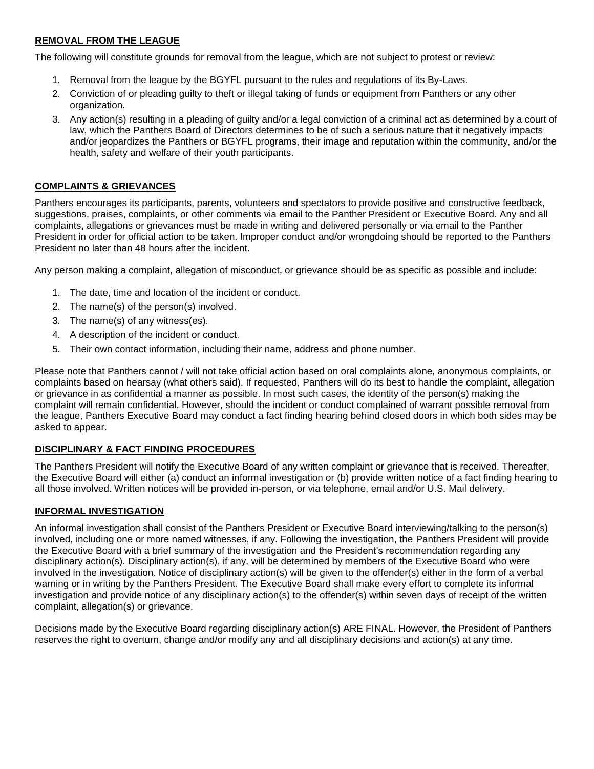## REMOVAL FROM THE LEAGUE

The following will constitute grounds for removal from the league, which are not subject to protest or review:

1. Removal from the league by the BGYFL pursuant to the rules and regulations of its By-Laws.
2. Conviction of or pleading guilty to theft or illegal taking of funds or equipment from Panthers or any other organization.
3. Any action(s) resulting in a pleading of guilty and/or a legal conviction of a criminal act as determined by a court of law, which the Panthers Board of Directors determines to be of such a serious nature that it negatively impacts and/or jeopardizes the Panthers or BGYFL programs, their image and reputation within the community, and/or the health, safety and welfare of their youth participants.

## COMPLAINTS & GRIEVANCES

Panthers encourages its participants, parents, volunteers and spectators to provide positive and constructive feedback, suggestions, praises, complaints, or other comments via email to the Panther President or Executive Board. Any and all complaints, allegations or grievances must be made in writing and delivered personally or via email to the Panther President in order for official action to be taken. Improper conduct and/or wrongdoing should be reported to the Panthers President no later than 48 hours after the incident.

Any person making a complaint, allegation of misconduct, or grievance should be as specific as possible and include:

1. The date, time and location of the incident or conduct.
2. The name(s) of the person(s) involved.
3. The name(s) of any witness(es).
4. A description of the incident or conduct.
5. Their own contact information, including their name, address and phone number.

Please note that Panthers cannot / will not take official action based on oral complaints alone, anonymous complaints, or complaints based on hearsay (what others said). If requested, Panthers will do its best to handle the complaint, allegation or grievance in as confidential a manner as possible. In most such cases, the identity of the person(s) making the complaint will remain confidential. However, should the incident or conduct complained of warrant possible removal from the league, Panthers Executive Board may conduct a fact finding hearing behind closed doors in which both sides may be asked to appear.

## DISCIPLINARY & FACT FINDING PROCEDURES

The Panthers President will notify the Executive Board of any written complaint or grievance that is received. Thereafter, the Executive Board will either (a) conduct an informal investigation or (b) provide written notice of a fact finding hearing to all those involved. Written notices will be provided in-person, or via telephone, email and/or U.S. Mail delivery.

## INFORMAL INVESTIGATION

An informal investigation shall consist of the Panthers President or Executive Board interviewing/talking to the person(s) involved, including one or more named witnesses, if any. Following the investigation, the Panthers President will provide the Executive Board with a brief summary of the investigation and the President's recommendation regarding any disciplinary action(s). Disciplinary action(s), if any, will be determined by members of the Executive Board who were involved in the investigation. Notice of disciplinary action(s) will be given to the offender(s) either in the form of a verbal warning or in writing by the Panthers President. The Executive Board shall make every effort to complete its informal investigation and provide notice of any disciplinary action(s) to the offender(s) within seven days of receipt of the written complaint, allegation(s) or grievance.

Decisions made by the Executive Board regarding disciplinary action(s) ARE FINAL. However, the President of Panthers reserves the right to overturn, change and/or modify any and all disciplinary decisions and action(s) at any time.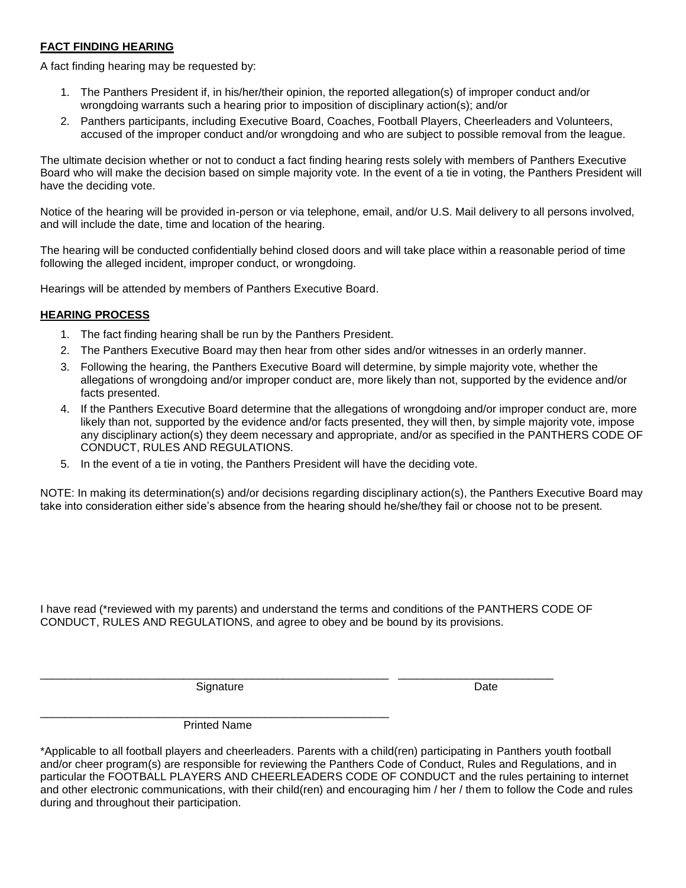## FACT FINDING HEARING

A fact finding hearing may be requested by:

1. The Panthers President if, in his/her/their opinion, the reported allegation(s) of improper conduct and/or wrongdoing warrants such a hearing prior to imposition of disciplinary action(s); and/or
2. Panthers participants, including Executive Board, Coaches, Football Players, Cheerleaders and Volunteers, accused of the improper conduct and/or wrongdoing and who are subject to possible removal from the league.

The ultimate decision whether or not to conduct a fact finding hearing rests solely with members of Panthers Executive Board who will make the decision based on simple majority vote. In the event of a tie in voting, the Panthers President will have the deciding vote.

Notice of the hearing will be provided in-person or via telephone, email, and/or U.S. Mail delivery to all persons involved, and will include the date, time and location of the hearing.

The hearing will be conducted confidentially behind closed doors and will take place within a reasonable period of time following the alleged incident, improper conduct, or wrongdoing.

Hearings will be attended by members of Panthers Executive Board.

## HEARING PROCESS

1. The fact finding hearing shall be run by the Panthers President.
2. The Panthers Executive Board may then hear from other sides and/or witnesses in an orderly manner.
3. Following the hearing, the Panthers Executive Board will determine, by simple majority vote, whether the allegations of wrongdoing and/or improper conduct are, more likely than not, supported by the evidence and/or facts presented.
4. If the Panthers Executive Board determine that the allegations of wrongdoing and/or improper conduct are, more likely than not, supported by the evidence and/or facts presented, they will then, by simple majority vote, impose any disciplinary action(s) they deem necessary and appropriate, and/or as specified in the PANTHERS CODE OF CONDUCT, RULES AND REGULATIONS.
5. In the event of a tie in voting, the Panthers President will have the deciding vote.

NOTE: In making its determination(s) and/or decisions regarding disciplinary action(s), the Panthers Executive Board may take into consideration either side's absence from the hearing should he/she/they fail or choose not to be present.

I have read (*reviewed with my parents) and understand the terms and conditions of the PANTHERS CODE OF CONDUCT, RULES AND REGULATIONS, and agree to obey and be bound by its provisions.

\_\_\_\_\_\_\_\_\_\_\_\_\_\_\_\_\_\_\_\_\_\_\_\_\_\_\_\_\_\_\_\_\_\_\_\_\_\_\_\_\_\_\_\_ \_\_\_\_\_\_\_\_\_\_\_\_\_\_\_\_\_\_\_\_\_\_\_\_

Signature                                                                 Date

\_\_\_\_\_\_\_\_\_\_\_\_\_\_\_\_\_\_\_\_\_\_\_\_\_\_\_\_\_\_\_\_\_\_\_\_\_\_\_\_\_\_\_\_

Printed Name

*Applicable to all football players and cheerleaders. Parents with a child(ren) participating in Panthers youth football and/or cheer program(s) are responsible for reviewing the Panthers Code of Conduct, Rules and Regulations, and in particular the FOOTBALL PLAYERS AND CHEERLEADERS CODE OF CONDUCT and the rules pertaining to internet and other electronic communications, with their child(ren) and encouraging him / her / them to follow the Code and rules during and throughout their participation.